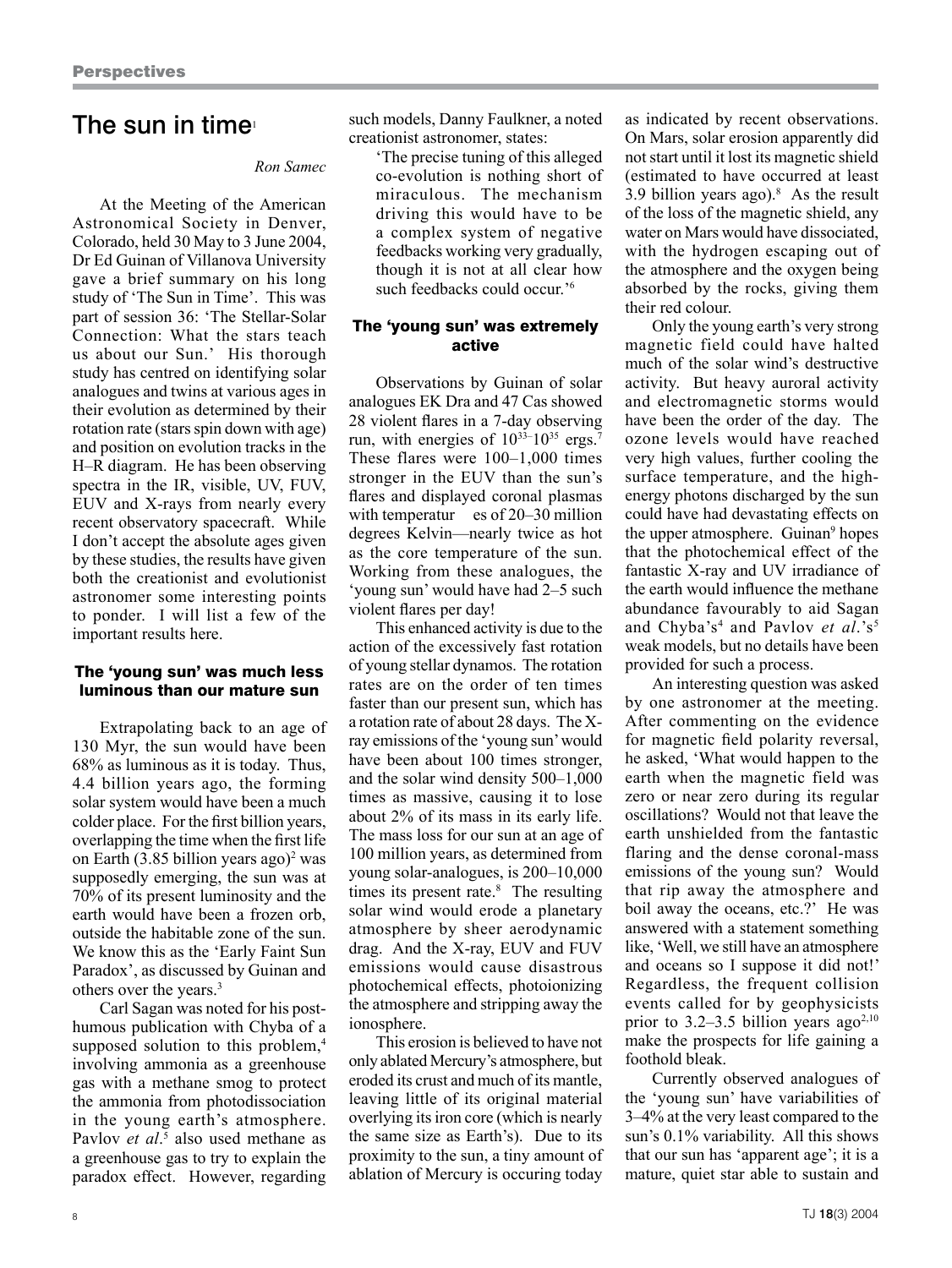# The sun in time[1]

*Ron Samec*

At the Meeting of the American Astronomical Society in Denver, Colorado, held 30 May to 3 June 2004, Dr Ed Guinan of Villanova University gave a brief summary on his long study of 'The Sun in Time'. This was part of session 36: 'The Stellar-Solar Connection: What the stars teach us about our Sun.' His thorough study has centred on identifying solar analogues and twins at various ages in their evolution as determined by their rotation rate (stars spin down with age) and position on evolution tracks in the H–R diagram. He has been observing spectra in the IR, visible, UV, FUV, EUV and X-rays from nearly every recent observatory spacecraft. While I don't accept the absolute ages given by these studies, the results have given both the creationist and evolutionist astronomer some interesting points to ponder. I will list a few of the important results here.

## The 'young sun' was much less luminous than our mature sun

Extrapolating back to an age of 130 Myr, the sun would have been 68% as luminous as it is today. Thus, 4.4 billion years ago, the forming solar system would have been a much colder place. For the first billion years, overlapping the time when the first life on Earth (3.85 billion years ago)[2] was supposedly emerging, the sun was at 70% of its present luminosity and the earth would have been a frozen orb, outside the habitable zone of the sun. We know this as the 'Early Faint Sun Paradox', as discussed by Guinan and others over the years.[3]

Carl Sagan was noted for his posthumous publication with Chyba of a supposed solution to this problem,[4] involving ammonia as a greenhouse gas with a methane smog to protect the ammonia from photodissociation in the young earth's atmosphere. Pavlov *et al*.[5] also used methane as a greenhouse gas to try to explain the paradox effect. However, regarding such models, Danny Faulkner, a noted creationist astronomer, states:

> 'The precise tuning of this alleged co-evolution is nothing short of miraculous. The mechanism driving this would have to be a complex system of negative feedbacks working very gradually, though it is not at all clear how such feedbacks could occur.'[6]

## The 'young sun' was extremely active

Observations by Guinan of solar analogues EK Dra and 47 Cas showed 28 violent flares in a 7-day observing run, with energies of $10^{33}$–$10^{35}$ ergs.[7] These flares were 100–1,000 times stronger in the EUV than the sun's flares and displayed coronal plasmas with temperatures of 20–30 million degrees Kelvin—nearly twice as hot as the core temperature of the sun. Working from these analogues, the 'young sun' would have had 2–5 such violent flares per day!

This enhanced activity is due to the action of the excessively fast rotation of young stellar dynamos. The rotation rates are on the order of ten times faster than our present sun, which has a rotation rate of about 28 days. The X-ray emissions of the 'young sun' would have been about 100 times stronger, and the solar wind density 500–1,000 times as massive, causing it to lose about 2% of its mass in its early life. The mass loss for our sun at an age of 100 million years, as determined from young solar-analogues, is 200–10,000 times its present rate.[8] The resulting solar wind would erode a planetary atmosphere by sheer aerodynamic drag. And the X-ray, EUV and FUV emissions would cause disastrous photochemical effects, photoionizing the atmosphere and stripping away the ionosphere.

This erosion is believed to have not only ablated Mercury's atmosphere, but eroded its crust and much of its mantle, leaving little of its original material overlying its iron core (which is nearly the same size as Earth's). Due to its proximity to the sun, a tiny amount of ablation of Mercury is occuring today as indicated by recent observations. On Mars, solar erosion apparently did not start until it lost its magnetic shield (estimated to have occurred at least 3.9 billion years ago).[8] As the result of the loss of the magnetic shield, any water on Mars would have dissociated, with the hydrogen escaping out of the atmosphere and the oxygen being absorbed by the rocks, giving them their red colour.

Only the young earth's very strong magnetic field could have halted much of the solar wind's destructive activity. But heavy auroral activity and electromagnetic storms would have been the order of the day. The ozone levels would have reached very high values, further cooling the surface temperature, and the high-energy photons discharged by the sun could have had devastating effects on the upper atmosphere. Guinan[9] hopes that the photochemical effect of the fantastic X-ray and UV irradiance of the earth would influence the methane abundance favourably to aid Sagan and Chyba's[4] and Pavlov *et al*.'s[5] weak models, but no details have been provided for such a process.

An interesting question was asked by one astronomer at the meeting. After commenting on the evidence for magnetic field polarity reversal, he asked, 'What would happen to the earth when the magnetic field was zero or near zero during its regular oscillations? Would not that leave the earth unshielded from the fantastic flaring and the dense coronal-mass emissions of the young sun? Would that rip away the atmosphere and boil away the oceans, etc.?' He was answered with a statement something like, 'Well, we still have an atmosphere and oceans so I suppose it did not!' Regardless, the frequent collision events called for by geophysicists prior to 3.2–3.5 billion years ago[2,10] make the prospects for life gaining a foothold bleak.

Currently observed analogues of the 'young sun' have variabilities of 3–4% at the very least compared to the sun's 0.1% variability. All this shows that our sun has 'apparent age'; it is a mature, quiet star able to sustain and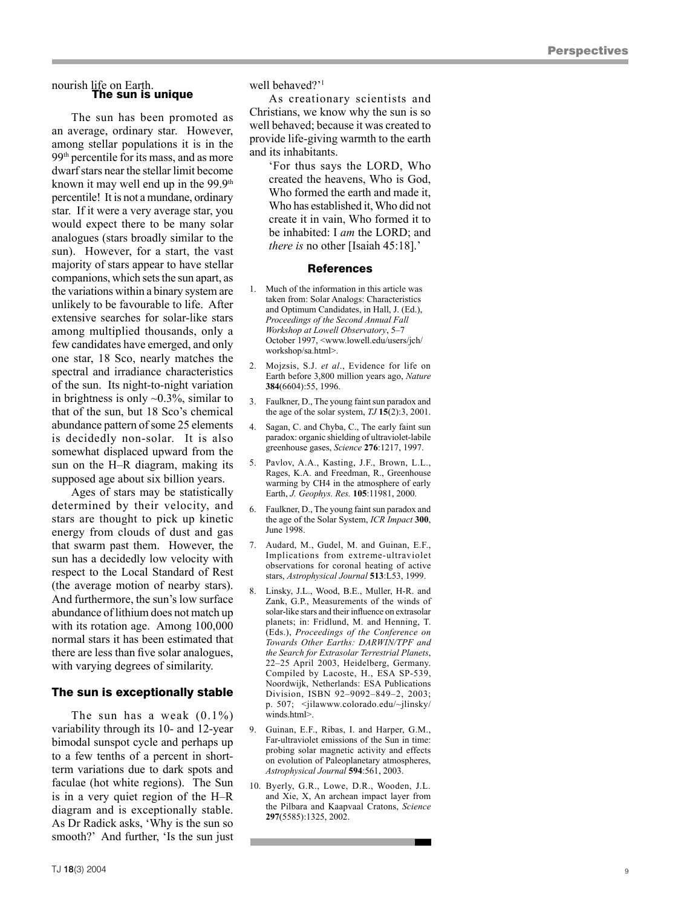nourish life on Earth.

## The sun is unique

The sun has been promoted as an average, ordinary star. However, among stellar populations it is in the 99th percentile for its mass, and as more dwarf stars near the stellar limit become known it may well end up in the 99.9th percentile! It is not a mundane, ordinary star. If it were a very average star, you would expect there to be many solar analogues (stars broadly similar to the sun). However, for a start, the vast majority of stars appear to have stellar companions, which sets the sun apart, as the variations within a binary system are unlikely to be favourable to life. After extensive searches for solar-like stars among multiplied thousands, only a few candidates have emerged, and only one star, 18 Sco, nearly matches the spectral and irradiance characteristics of the sun. Its night-to-night variation in brightness is only ~0.3%, similar to that of the sun, but 18 Sco's chemical abundance pattern of some 25 elements is decidedly non-solar. It is also somewhat displaced upward from the sun on the H–R diagram, making its supposed age about six billion years.

Ages of stars may be statistically determined by their velocity, and stars are thought to pick up kinetic energy from clouds of dust and gas that swarm past them. However, the sun has a decidedly low velocity with respect to the Local Standard of Rest (the average motion of nearby stars). And furthermore, the sun's low surface abundance of lithium does not match up with its rotation age. Among 100,000 normal stars it has been estimated that there are less than five solar analogues, with varying degrees of similarity.

## The sun is exceptionally stable

The sun has a weak (0.1%) variability through its 10- and 12-year bimodal sunspot cycle and perhaps up to a few tenths of a percent in short-term variations due to dark spots and faculae (hot white regions). The Sun is in a very quiet region of the H–R diagram and is exceptionally stable. As Dr Radick asks, 'Why is the sun so smooth?' And further, 'Is the sun just well behaved?'[1]

As creationary scientists and Christians, we know why the sun is so well behaved; because it was created to provide life-giving warmth to the earth and its inhabitants.

> 'For thus says the LORD, Who created the heavens, Who is God, Who formed the earth and made it, Who has established it, Who did not create it in vain, Who formed it to be inhabited: I *am* the LORD; and *there is* no other [Isaiah 45:18].'

## References

1. Much of the information in this article was taken from: Solar Analogs: Characteristics and Optimum Candidates, in Hall, J. (Ed.), *Proceedings of the Second Annual Fall Workshop at Lowell Observatory*, 5–7 October 1997, <www.lowell.edu/users/jch/workshop/sa.html>.
2. Mojzsis, S.J. *et al*., Evidence for life on Earth before 3,800 million years ago, *Nature* **384**(6604):55, 1996.
3. Faulkner, D., The young faint sun paradox and the age of the solar system, *TJ* **15**(2):3, 2001.
4. Sagan, C. and Chyba, C., The early faint sun paradox: organic shielding of ultraviolet-labile greenhouse gases, *Science* **276**:1217, 1997.
5. Pavlov, A.A., Kasting, J.F., Brown, L.L., Rages, K.A. and Freedman, R., Greenhouse warming by CH4 in the atmosphere of early Earth, *J. Geophys. Res.* **105**:11981, 2000.
6. Faulkner, D., The young faint sun paradox and the age of the Solar System, *ICR Impact* **300**, June 1998.
7. Audard, M., Gudel, M. and Guinan, E.F., Implications from extreme-ultraviolet observations for coronal heating of active stars, *Astrophysical Journal* **513**:L53, 1999.
8. Linsky, J.L., Wood, B.E., Muller, H-R. and Zank, G.P., Measurements of the winds of solar-like stars and their influence on extrasolar planets; in: Fridlund, M. and Henning, T. (Eds.), *Proceedings of the Conference on Towards Other Earths: DARWIN/TPF and the Search for Extrasolar Terrestrial Planets*, 22–25 April 2003, Heidelberg, Germany. Compiled by Lacoste, H., ESA SP-539, Noordwijk, Netherlands: ESA Publications Division, ISBN 92–9092–849–2, 2003; p. 507; <jilawww.colorado.edu/~jlinsky/winds.html>.
9. Guinan, E.F., Ribas, I. and Harper, G.M., Far-ultraviolet emissions of the Sun in time: probing solar magnetic activity and effects on evolution of Paleoplanetary atmospheres, *Astrophysical Journal* **594**:561, 2003.
10. Byerly, G.R., Lowe, D.R., Wooden, J.L. and Xie, X, An archean impact layer from the Pilbara and Kaapvaal Cratons, *Science* **297**(5585):1325, 2002.